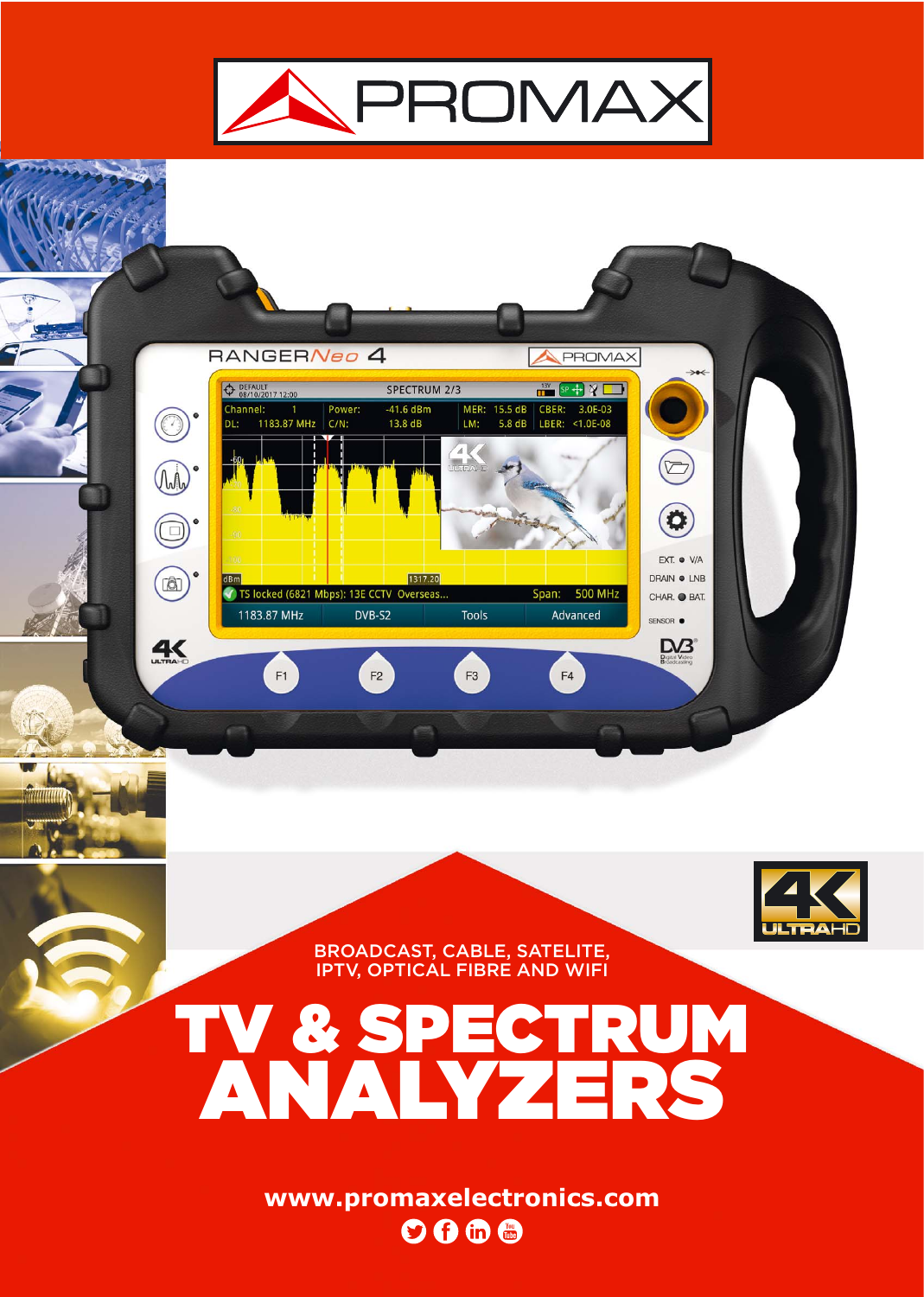# PROMAX

BROADCAST, CABLE, SATELITE, IPTV, OPTICAL FIBRE AND WIFI

# TV & SPECTRUM ANALYZERS

www.promaxelectronics.com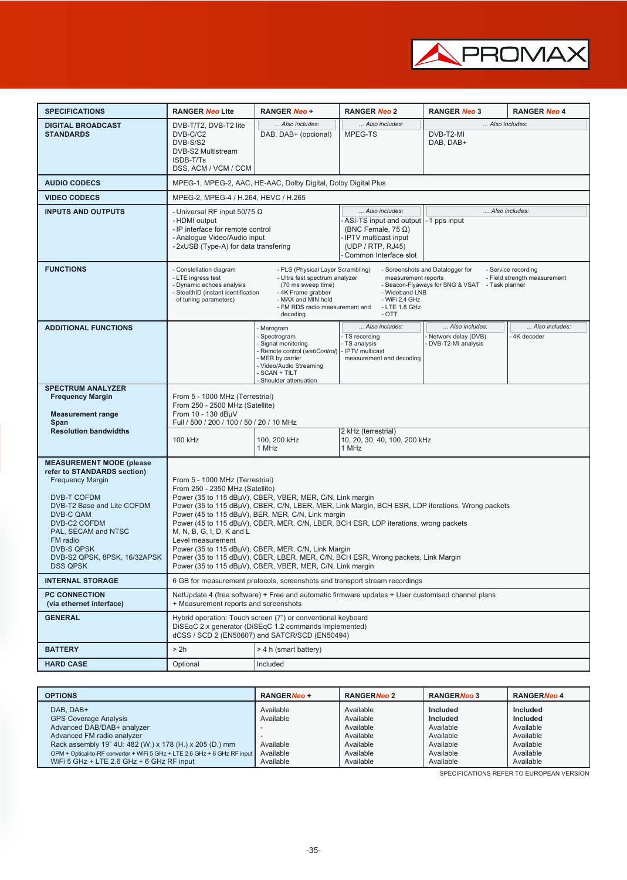| SPECIFICATIONS | RANGER *Neo* Lite | RANGER *Neo* + | RANGER *Neo* 2 | RANGER *Neo* 3 | RANGER *Neo* 4 |
|---|---|---|---|---|---|
| **DIGITAL BROADCAST STANDARDS** | DVB-T/T2, DVB-T2 lite<br>DVB-C/C2<br>DVB-S/S2<br>DVB-S2 Multistream<br>ISDB-T/TB<br>DSS, ACM / VCM / CCM | *... Also includes:*<br>DAB, DAB+ (opcional) | *... Also includes:*<br>MPEG-TS | *... Also includes:*<br>DVB-T2-MI<br>DAB, DAB+ | |
| **AUDIO CODECS** | MPEG-1, MPEG-2, AAC, HE-AAC, Dolby Digital, Dolby Digital Plus | | | | |
| **VIDEO CODECS** | MPEG-2, MPEG-4 / H.264, HEVC / H.265 | | | | |
| **INPUTS AND OUTPUTS** | - Universal RF input 50/75 Ω<br>- HDMI output<br>- IP interface for remote control<br>- Analogue Video/Audio input<br>- 2xUSB (Type-A) for data transfering | | *... Also includes:*<br>- ASI-TS input and output (BNC Female, 75 Ω)<br>- IPTV multicast input (UDP / RTP, RJ45)<br>- Common Interface slot | *... Also includes:*<br>- 1 pps input | |
| **FUNCTIONS** | - Constellation diagram<br>- LTE ingress test<br>- Dynamic echoes analysis<br>- StealthID (instant identification of tuning parameters)<br>- PLS (Physical Layer Scrambling)<br>- Ultra fast spectrum analyzer (70 ms sweep time)<br>- 4K Frame grabber<br>- MAX and MIN hold<br>- FM RDS radio measurement and decoding<br>- Screenshots and Datalogger for measurement reports<br>- Beacon-Flyaways for SNG & VSAT<br>- Wideband LNB<br>- WiFi 2.4 GHz<br>- LTE 1.8 GHz<br>- OTT<br>- Service recording<br>- Field strength measurement<br>- Task planner | | | | |
| **ADDITIONAL FUNCTIONS** | | - Merogram<br>- Spectrogram<br>- Signal monitoring<br>- Remote control (*webControl*)<br>- MER by carrier<br>- Video/Audio Streaming<br>- SCAN + TILT<br>- Shoulder attenuation | *... Also includes:*<br>- TS recording<br>- TS analysis<br>- IPTV multicast measurement and decoding | *... Also includes:*<br>- Network delay (DVB)<br>- DVB-T2-MI analysis | *... Also includes:*<br>- 4K decoder |
| **SPECTRUM ANALYZER**<br>**Frequency Margin**<br><br>**Measurement range**<br>**Span**<br>**Resolution bandwidths** | From 5 - 1000 MHz (Terrestrial)<br>From 250 - 2500 MHz (Satellite)<br>From 10 - 130 dBµV<br>Full / 500 / 200 / 100 / 50 / 20 / 10 MHz<br>100 kHz | 100, 200 kHz<br>1 MHz | 2 kHz (terrestrial)<br>10, 20, 30, 40, 100, 200 kHz<br>1 MHz | | |
| **MEASUREMENT MODE (please refer to STANDARDS section)**<br>Frequency Margin<br><br>DVB-T COFDM<br>DVB-T2 Base and Lite COFDM<br>DVB-C QAM<br>DVB-C2 COFDM<br>PAL, SECAM and NTSC<br>FM radio<br>DVB-S QPSK<br>DVB-S2 QPSK, 8PSK, 16/32APSK<br>DSS QPSK | From 5 - 1000 MHz (Terrestrial)<br>From 250 - 2350 MHz (Satellite)<br>Power (35 to 115 dBµV), CBER, VBER, MER, C/N, Link margin<br>Power (35 to 115 dBµV), CBER, C/N, LBER, MER, Link Margin, BCH ESR, LDP iterations, Wrong packets<br>Power (45 to 115 dBµV), BER, MER, C/N, Link margin<br>Power (45 to 115 dBµV), CBER, MER, C/N, LBER, BCH ESR, LDP iterations, wrong packets<br>M, N, B, G, I, D, K and L<br>Level measurement<br>Power (35 to 115 dBµV), CBER, MER, C/N, Link Margin<br>Power (35 to 115 dBµV), CBER, LBER, MER, C/N, BCH ESR, Wrong packets, Link Margin<br>Power (35 to 115 dBµV), CBER, VBER, MER, C/N, Link margin | | | | |
| **INTERNAL STORAGE** | 6 GB for measurement protocols, screenshots and transport stream recordings | | | | |
| **PC CONNECTION (via ethernet interface)** | NetUpdate 4 (free software) + Free and automatic firmware updates + User customised channel plans + Measurement reports and screenshots | | | | |
| **GENERAL** | Hybrid operation: Touch screen (7") or conventional keyboard<br>DiSEqC 2.x generator (DiSEqC 1.2 commands implemented)<br>dCSS / SCD 2 (EN50607) and SATCR/SCD (EN50494) | | | | |
| **BATTERY** | > 2h | > 4 h (smart battery) | | | |
| **HARD CASE** | Optional | Included | | | |

| OPTIONS | RANGER*Neo* + | RANGER*Neo* 2 | RANGER*Neo* 3 | RANGER*Neo* 4 |
|---|---|---|---|---|
| DAB, DAB+ | Available | Available | **Included** | **Included** |
| GPS Coverage Analysis | Available | Available | **Included** | **Included** |
| Advanced DAB/DAB+ analyzer | - | Available | Available | Available |
| Advanced FM radio analyzer | - | Available | Available | Available |
| Rack assembly 19" 4U: 482 (W.) x 178 (H.) x 205 (D.) mm | Available | Available | Available | Available |
| OPM + Optical-to-RF converter + WiFi 5 GHz + LTE 2.6 GHz + 6 GHz RF input | Available | Available | Available | Available |
| WiFi 5 GHz + LTE 2.6 GHz + 6 GHz RF input | Available | Available | Available | Available |

SPECIFICATIONS REFER TO EUROPEAN VERSION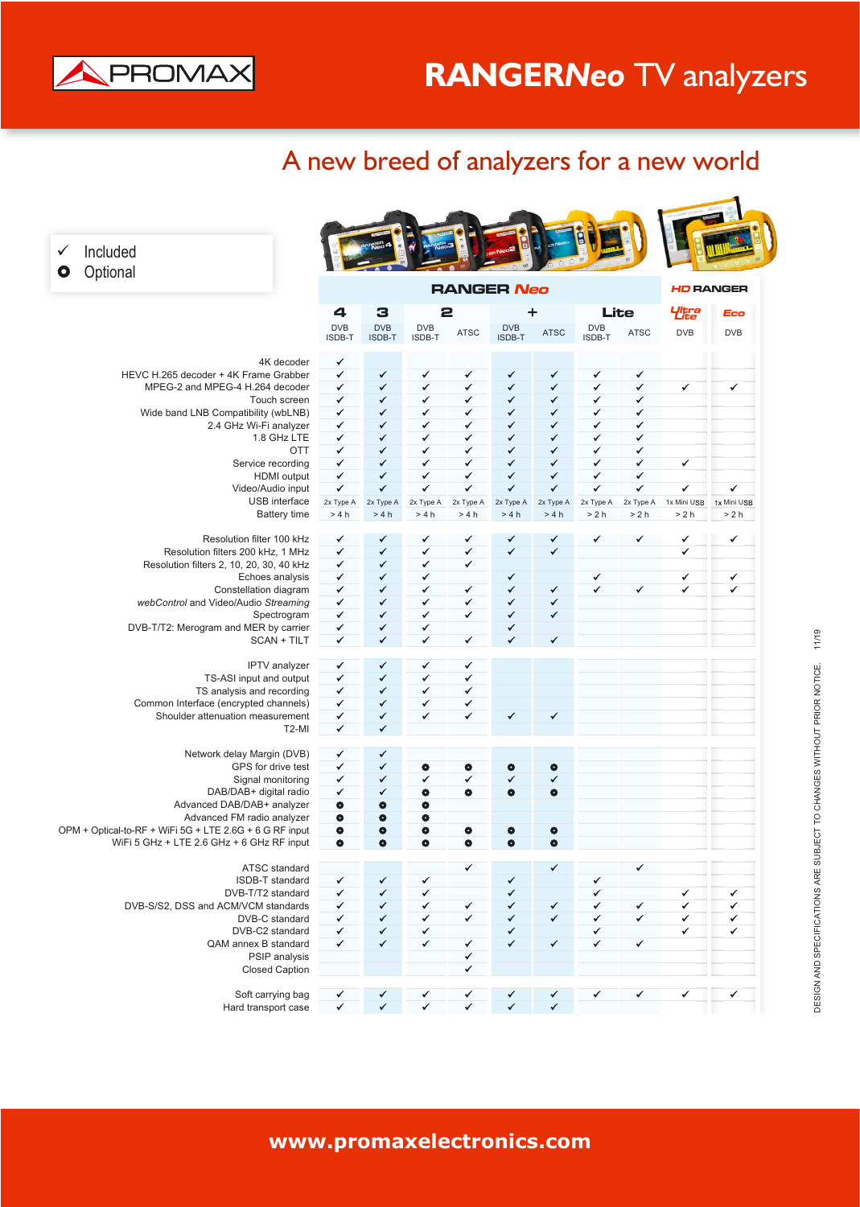# RANGERNeo TV analyzers

## A new breed of analyzers for a new world

✓ Included
● Optional

| | RANGER Neo 4 | RANGER Neo 3 | RANGER Neo 2 | | RANGER Neo + | | RANGER Neo Lite | | HD RANGER Ultra Lite | HD RANGER Eco |
|---|---|---|---|---|---|---|---|---|---|---|
| | DVB ISDB-T | DVB ISDB-T | DVB ISDB-T | ATSC | DVB ISDB-T | ATSC | DVB ISDB-T | ATSC | DVB | DVB |
| 4K decoder | ✓ | | | | | | | | | |
| HEVC H.265 decoder + 4K Frame Grabber | ✓ | ✓ | ✓ | ✓ | ✓ | ✓ | ✓ | ✓ | | |
| MPEG-2 and MPEG-4 H.264 decoder | ✓ | ✓ | ✓ | ✓ | ✓ | ✓ | ✓ | ✓ | ✓ | ✓ |
| Touch screen | ✓ | ✓ | ✓ | ✓ | ✓ | ✓ | ✓ | ✓ | | |
| Wide band LNB Compatibility (wbLNB) | ✓ | ✓ | ✓ | ✓ | ✓ | ✓ | ✓ | ✓ | | |
| 2.4 GHz Wi-Fi analyzer | ✓ | ✓ | ✓ | ✓ | ✓ | ✓ | ✓ | ✓ | | |
| 1.8 GHz LTE | ✓ | ✓ | ✓ | ✓ | ✓ | ✓ | ✓ | ✓ | | |
| OTT | ✓ | ✓ | ✓ | ✓ | ✓ | ✓ | ✓ | ✓ | | |
| Service recording | ✓ | ✓ | ✓ | ✓ | ✓ | ✓ | ✓ | ✓ | ✓ | |
| HDMI output | ✓ | ✓ | ✓ | ✓ | ✓ | ✓ | ✓ | ✓ | | |
| Video/Audio input | ✓ | ✓ | ✓ | ✓ | ✓ | ✓ | ✓ | ✓ | ✓ | ✓ |
| USB interface | 2x Type A | 2x Type A | 2x Type A | 2x Type A | 2x Type A | 2x Type A | 2x Type A | 2x Type A | 1x Mini USB | 1x Mini USB |
| Battery time | > 4 h | > 4 h | > 4 h | > 4 h | > 4 h | > 4 h | > 2 h | > 2 h | > 2 h | > 2 h |
| Resolution filter 100 kHz | ✓ | ✓ | ✓ | ✓ | ✓ | ✓ | ✓ | ✓ | ✓ | ✓ |
| Resolution filters 200 kHz, 1 MHz | ✓ | ✓ | ✓ | ✓ | ✓ | ✓ | | | ✓ | |
| Resolution filters 2, 10, 20, 30, 40 kHz | ✓ | ✓ | ✓ | ✓ | | | | | | |
| Echoes analysis | ✓ | ✓ | ✓ | | ✓ | | ✓ | | ✓ | ✓ |
| Constellation diagram | ✓ | ✓ | ✓ | ✓ | ✓ | ✓ | ✓ | ✓ | ✓ | ✓ |
| *webControl* and Video/Audio *Streaming* | ✓ | ✓ | ✓ | ✓ | ✓ | ✓ | | | | |
| Spectrogram | ✓ | ✓ | ✓ | ✓ | ✓ | ✓ | | | | |
| DVB-T/T2: Merogram and MER by carrier | ✓ | ✓ | ✓ | | ✓ | | | | | |
| SCAN + TILT | ✓ | ✓ | ✓ | ✓ | ✓ | ✓ | | | | |
| IPTV analyzer | ✓ | ✓ | ✓ | ✓ | | | | | | |
| TS-ASI input and output | ✓ | ✓ | ✓ | ✓ | | | | | | |
| TS analysis and recording | ✓ | ✓ | ✓ | ✓ | | | | | | |
| Common Interface (encrypted channels) | ✓ | ✓ | ✓ | ✓ | | | | | | |
| Shoulder attenuation measurement | ✓ | ✓ | ✓ | ✓ | ✓ | ✓ | | | | |
| T2-MI | ✓ | ✓ | | | | | | | | |
| Network delay Margin (DVB) | ✓ | ✓ | | | | | | | | |
| GPS for drive test | ✓ | ✓ | ● | ● | ● | ● | | | | |
| Signal monitoring | ✓ | ✓ | ✓ | ✓ | ✓ | ✓ | | | | |
| DAB/DAB+ digital radio | ✓ | ✓ | ● | ● | ● | ● | | | | |
| Advanced DAB/DAB+ analyzer | ● | ● | ● | | | | | | | |
| Advanced FM radio analyzer | ● | ● | ● | | | | | | | |
| OPM + Optical-to-RF + WiFi 5G + LTE 2.6G + 6 G RF input | ● | ● | ● | ● | ● | ● | | | | |
| WiFi 5 GHz + LTE 2.6 GHz + 6 GHz RF input | ● | ● | ● | ● | ● | ● | | | | |
| ATSC standard | | | | ✓ | | ✓ | | ✓ | | |
| ISDB-T standard | ✓ | ✓ | ✓ | | ✓ | | ✓ | | | |
| DVB-T/T2 standard | ✓ | ✓ | ✓ | | ✓ | | ✓ | | ✓ | ✓ |
| DVB-S/S2, DSS and ACM/VCM standards | ✓ | ✓ | ✓ | ✓ | ✓ | ✓ | ✓ | ✓ | ✓ | ✓ |
| DVB-C standard | ✓ | ✓ | ✓ | ✓ | ✓ | ✓ | ✓ | ✓ | ✓ | ✓ |
| DVB-C2 standard | ✓ | ✓ | ✓ | | ✓ | | ✓ | | ✓ | ✓ |
| QAM annex B standard | ✓ | ✓ | ✓ | ✓ | ✓ | ✓ | ✓ | ✓ | | |
| PSIP analysis | | | | ✓ | | | | | | |
| Closed Caption | | | | ✓ | | | | | | |
| Soft carrying bag | ✓ | ✓ | ✓ | ✓ | ✓ | ✓ | ✓ | ✓ | ✓ | ✓ |
| Hard transport case | ✓ | ✓ | ✓ | ✓ | ✓ | ✓ | | | | |

DESIGN AND SPECIFICATIONS ARE SUBJECT TO CHANGES WITHOUT PRIOR NOTICE. 11/19

www.promaxelectronics.com